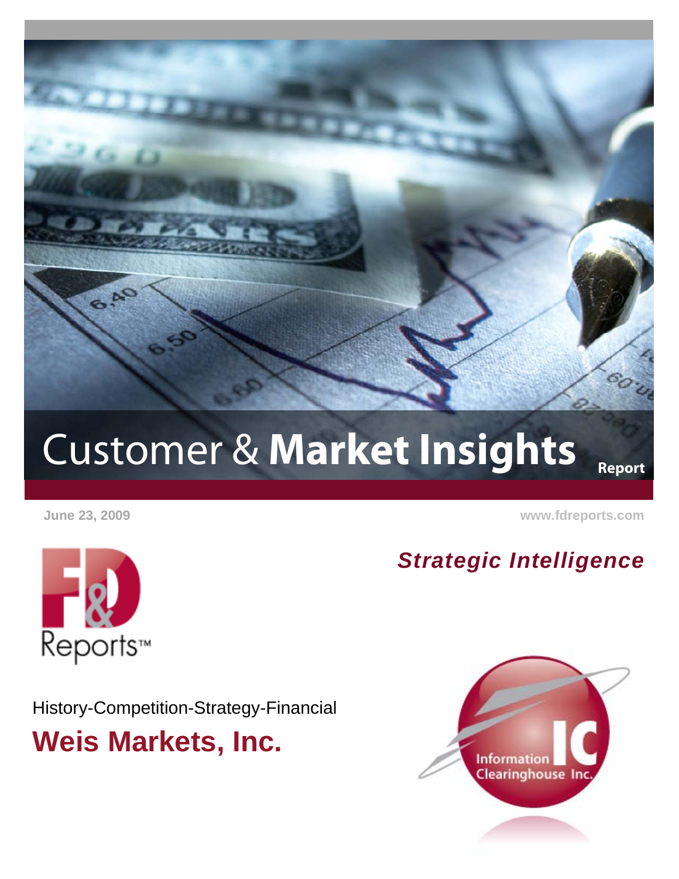# Customer & **Market Insights** Report

June 23, 2009

www.fdreports.com

F&D Reports™

***Strategic Intelligence***

History-Competition-Strategy-Financial

## Weis Markets, Inc.

Information Clearinghouse Inc.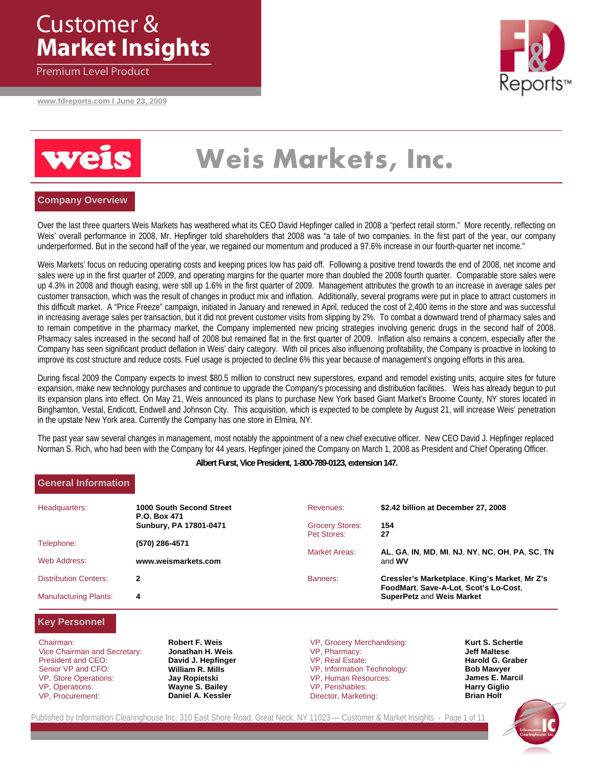# Customer & Market Insights

Premium Level Product

www.fdreports.com I June 23, 2009

# Weis Markets, Inc.

## Company Overview

Over the last three quarters Weis Markets has weathered what its CEO David Hepfinger called in 2008 a "perfect retail storm." More recently, reflecting on Weis' overall performance in 2008, Mr. Hepfinger told shareholders that 2008 was "a tale of two companies. In the first part of the year, our company underperformed. But in the second half of the year, we regained our momentum and produced a 97.6% increase in our fourth-quarter net income."

Weis Markets' focus on reducing operating costs and keeping prices low has paid off. Following a positive trend towards the end of 2008, net income and sales were up in the first quarter of 2009, and operating margins for the quarter more than doubled the 2008 fourth quarter. Comparable store sales were up 4.3% in 2008 and though easing, were still up 1.6% in the first quarter of 2009. Management attributes the growth to an increase in average sales per customer transaction, which was the result of changes in product mix and inflation. Additionally, several programs were put in place to attract customers in this difficult market. A "Price Freeze" campaign, initiated in January and renewed in April, reduced the cost of 2,400 items in the store and was successful in increasing average sales per transaction, but it did not prevent customer visits from slipping by 2%. To combat a downward trend of pharmacy sales and to remain competitive in the pharmacy market, the Company implemented new pricing strategies involving generic drugs in the second half of 2008. Pharmacy sales increased in the second half of 2008 but remained flat in the first quarter of 2009. Inflation also remains a concern, especially after the Company has seen significant product deflation in Weis' dairy category. With oil prices also influencing profitability, the Company is proactive in looking to improve its cost structure and reduce costs. Fuel usage is projected to decline 6% this year because of management's ongoing efforts in this area.

During fiscal 2009 the Company expects to invest $80.5 million to construct new superstores, expand and remodel existing units, acquire sites for future expansion, make new technology purchases and continue to upgrade the Company's processing and distribution facilities. Weis has already begun to put its expansion plans into effect. On May 21, Weis announced its plans to purchase New York based Giant Market's Broome County, NY stores located in Binghamton, Vestal, Endicott, Endwell and Johnson City. This acquisition, which is expected to be complete by August 21, will increase Weis' penetration in the upstate New York area. Currently the Company has one store in Elmira, NY.

The past year saw several changes in management, most notably the appointment of a new chief executive officer. New CEO David J. Hepfinger replaced Norman S. Rich, who had been with the Company for 44 years. Hepfinger joined the Company on March 1, 2008 as President and Chief Operating Officer.

**Albert Furst, Vice President, 1-800-789-0123, extension 147.**

## General Information

| | | | |
|---|---|---|---|
| Headquarters: | **1000 South Second Street P.O. Box 471 Sunbury, PA 17801-0471** | Revenues: | **$2.42 billion at December 27, 2008** |
| Telephone: | **(570) 286-4571** | Grocery Stores: | **154** |
| | | Pet Stores: | **27** |
| Web Address: | **www.weismarkets.com** | Market Areas: | **AL**, **GA**, **IN**, **MD**, **MI**, **NJ**, **NY**, **NC**, **OH**, **PA**, **SC**, **TN** and **WV** |
| Distribution Centers: | **2** | Banners: | **Cressler's Marketplace**, **King's Market**, **Mr Z's FoodMart**, **Save-A-Lot**, **Scot's Lo-Cost**, **SuperPetz** and **Weis Market** |
| Manufacturing Plants: | **4** | | |

## Key Personnel

| | | | |
|---|---|---|---|
| Chairman: | **Robert F. Weis** | VP, Grocery Merchandising: | **Kurt S. Schertle** |
| Vice Chairman and Secretary: | **Jonathan H. Weis** | VP, Pharmacy: | **Jeff Maltese** |
| President and CEO: | **David J. Hepfinger** | VP, Real Estate: | **Harold G. Graber** |
| Senior VP and CFO: | **William R. Mills** | VP, Information Technology: | **Bob Mawyer** |
| VP, Store Operations: | **Jay Ropietski** | VP, Human Resources: | **James E. Marcil** |
| VP, Operations: | **Wayne S. Bailey** | VP, Perishables: | **Harry Giglio** |
| VP, Procurement: | **Daniel A. Kessler** | Director, Marketing: | **Brian Holt** |

Published by Information Clearinghouse Inc. 310 East Shore Road, Great Neck, NY 11023 — Customer & Market Insights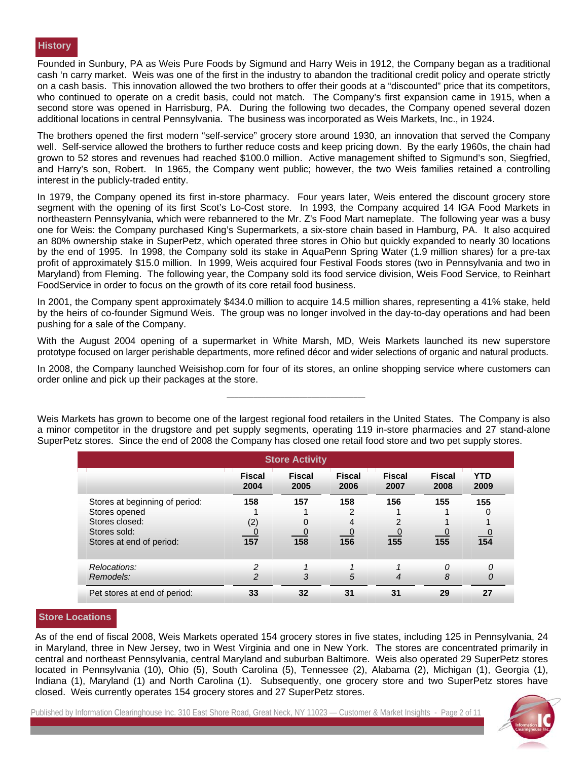## History

Founded in Sunbury, PA as Weis Pure Foods by Sigmund and Harry Weis in 1912, the Company began as a traditional cash 'n carry market. Weis was one of the first in the industry to abandon the traditional credit policy and operate strictly on a cash basis. This innovation allowed the two brothers to offer their goods at a "discounted" price that its competitors, who continued to operate on a credit basis, could not match. The Company's first expansion came in 1915, when a second store was opened in Harrisburg, PA. During the following two decades, the Company opened several dozen additional locations in central Pennsylvania. The business was incorporated as Weis Markets, Inc., in 1924.

The brothers opened the first modern "self-service" grocery store around 1930, an innovation that served the Company well. Self-service allowed the brothers to further reduce costs and keep pricing down. By the early 1960s, the chain had grown to 52 stores and revenues had reached $100.0 million. Active management shifted to Sigmund's son, Siegfried, and Harry's son, Robert. In 1965, the Company went public; however, the two Weis families retained a controlling interest in the publicly-traded entity.

In 1979, the Company opened its first in-store pharmacy. Four years later, Weis entered the discount grocery store segment with the opening of its first Scot's Lo-Cost store. In 1993, the Company acquired 14 IGA Food Markets in northeastern Pennsylvania, which were rebannered to the Mr. Z's Food Mart nameplate. The following year was a busy one for Weis: the Company purchased King's Supermarkets, a six-store chain based in Hamburg, PA. It also acquired an 80% ownership stake in SuperPetz, which operated three stores in Ohio but quickly expanded to nearly 30 locations by the end of 1995. In 1998, the Company sold its stake in AquaPenn Spring Water (1.9 million shares) for a pre-tax profit of approximately $15.0 million. In 1999, Weis acquired four Festival Foods stores (two in Pennsylvania and two in Maryland) from Fleming. The following year, the Company sold its food service division, Weis Food Service, to Reinhart FoodService in order to focus on the growth of its core retail food business.

In 2001, the Company spent approximately $434.0 million to acquire 14.5 million shares, representing a 41% stake, held by the heirs of co-founder Sigmund Weis. The group was no longer involved in the day-to-day operations and had been pushing for a sale of the Company.

With the August 2004 opening of a supermarket in White Marsh, MD, Weis Markets launched its new superstore prototype focused on larger perishable departments, more refined décor and wider selections of organic and natural products.

In 2008, the Company launched Weisishop.com for four of its stores, an online shopping service where customers can order online and pick up their packages at the store.

---

Weis Markets has grown to become one of the largest regional food retailers in the United States. The Company is also a minor competitor in the drugstore and pet supply segments, operating 119 in-store pharmacies and 27 stand-alone SuperPetz stores. Since the end of 2008 the Company has closed one retail food store and two pet supply stores.

**Store Activity**

| | Fiscal 2004 | Fiscal 2005 | Fiscal 2006 | Fiscal 2007 | Fiscal 2008 | YTD 2009 |
|---|---|---|---|---|---|---|
| Stores at beginning of period: | 158 | 157 | 158 | 156 | 155 | 155 |
| Stores opened | 1 | 1 | 2 | 1 | 1 | 0 |
| Stores closed: | (2) | 0 | 4 | 2 | 1 | 1 |
| Stores sold: | 0 | 0 | 0 | 0 | 0 | 0 |
| Stores at end of period: | 157 | 158 | 156 | 155 | 155 | 154 |
| *Relocations:* | *2* | *1* | *1* | *1* | *0* | *0* |
| *Remodels:* | *2* | *3* | *5* | *4* | *8* | *0* |
| Pet stores at end of period: | 33 | 32 | 31 | 31 | 29 | 27 |

## Store Locations

As of the end of fiscal 2008, Weis Markets operated 154 grocery stores in five states, including 125 in Pennsylvania, 24 in Maryland, three in New Jersey, two in West Virginia and one in New York. The stores are concentrated primarily in central and northeast Pennsylvania, central Maryland and suburban Baltimore. Weis also operated 29 SuperPetz stores located in Pennsylvania (10), Ohio (5), South Carolina (5), Tennessee (2), Alabama (2), Michigan (1), Georgia (1), Indiana (1), Maryland (1) and North Carolina (1). Subsequently, one grocery store and two SuperPetz stores have closed. Weis currently operates 154 grocery stores and 27 SuperPetz stores.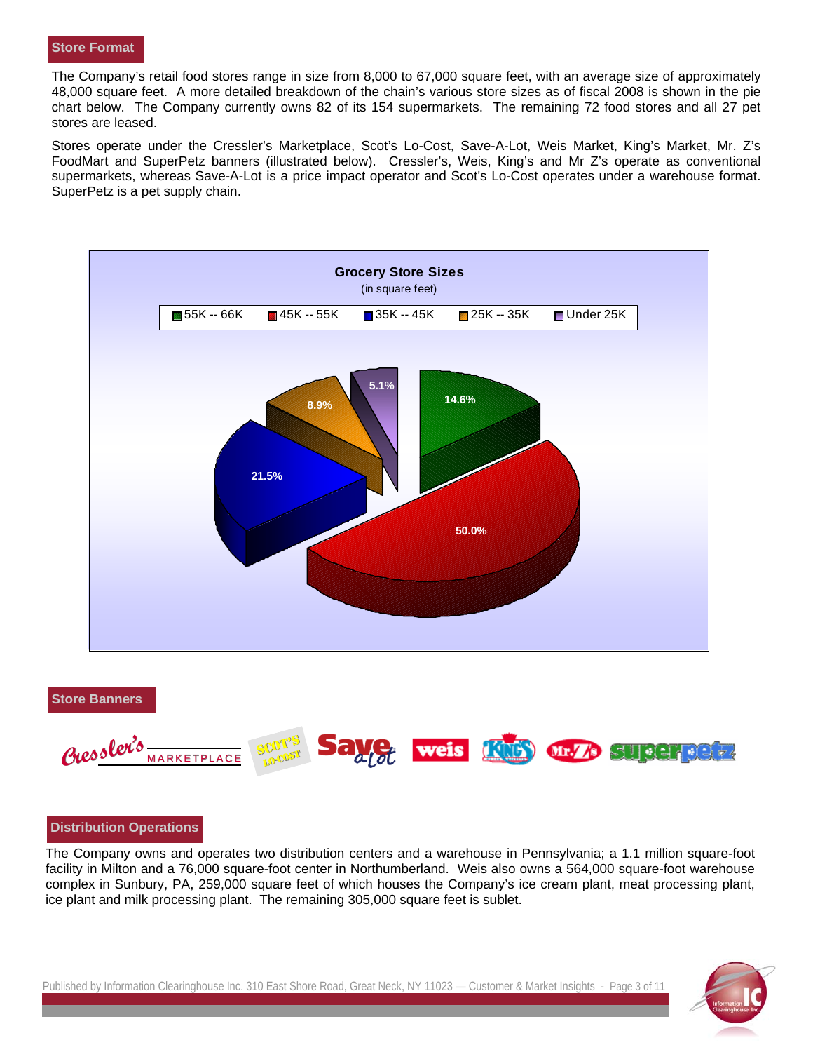## Store Format

The Company's retail food stores range in size from 8,000 to 67,000 square feet, with an average size of approximately 48,000 square feet. A more detailed breakdown of the chain's various store sizes as of fiscal 2008 is shown in the pie chart below. The Company currently owns 82 of its 154 supermarkets. The remaining 72 food stores and all 27 pet stores are leased.

Stores operate under the Cressler's Marketplace, Scot's Lo-Cost, Save-A-Lot, Weis Market, King's Market, Mr. Z's FoodMart and SuperPetz banners (illustrated below). Cressler's, Weis, King's and Mr Z's operate as conventional supermarkets, whereas Save-A-Lot is a price impact operator and Scot's Lo-Cost operates under a warehouse format. SuperPetz is a pet supply chain.

**Grocery Store Sizes**
(in square feet)

| Store Size | Share |
|---|---|
| 55K -- 66K | 14.6% |
| 45K -- 55K | 50.0% |
| 35K -- 45K | 21.5% |
| 25K -- 35K | 8.9% |
| Under 25K | 5.1% |

## Store Banners

## Distribution Operations

The Company owns and operates two distribution centers and a warehouse in Pennsylvania; a 1.1 million square-foot facility in Milton and a 76,000 square-foot center in Northumberland. Weis also owns a 564,000 square-foot warehouse complex in Sunbury, PA, 259,000 square feet of which houses the Company's ice cream plant, meat processing plant, ice plant and milk processing plant. The remaining 305,000 square feet is sublet.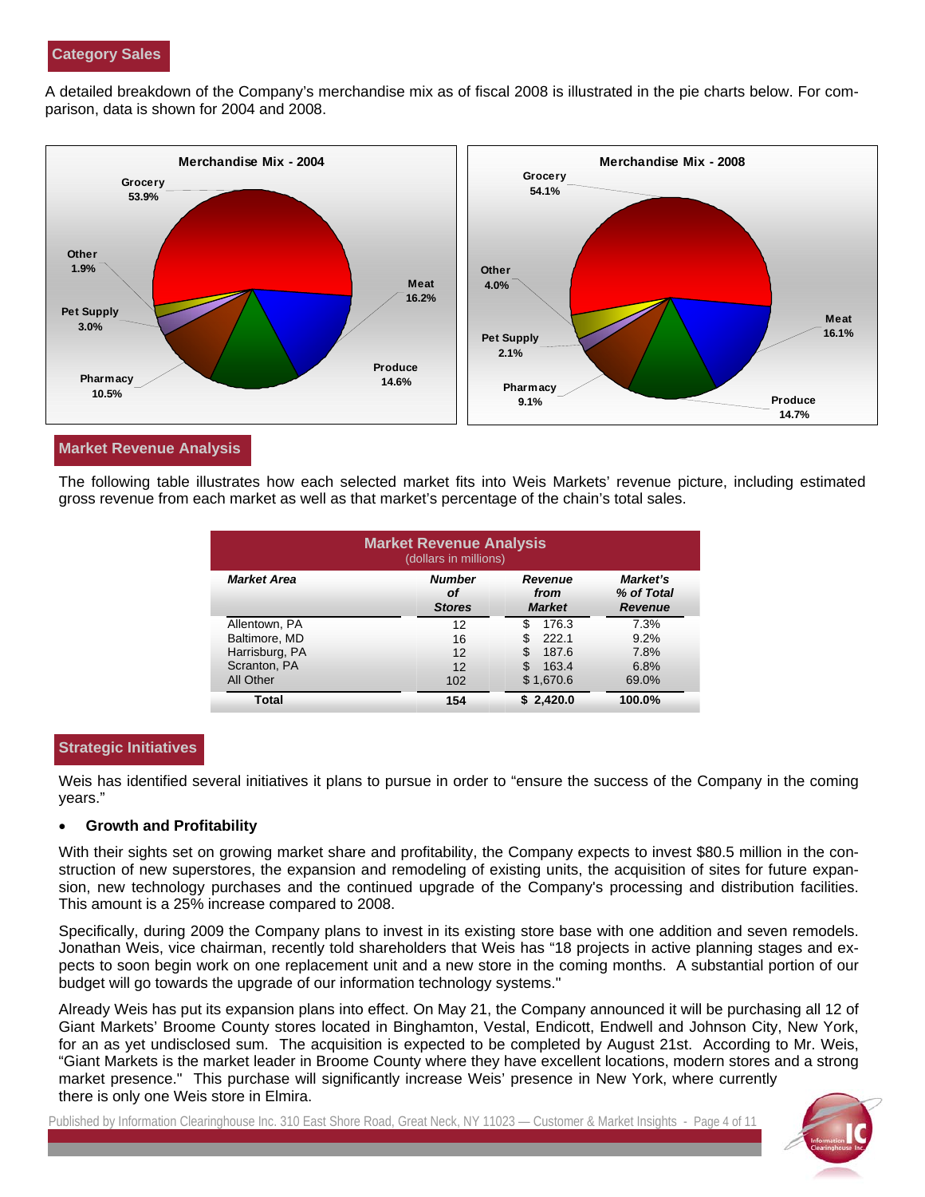## Category Sales

A detailed breakdown of the Company's merchandise mix as of fiscal 2008 is illustrated in the pie charts below. For comparison, data is shown for 2004 and 2008.

**Merchandise Mix - 2004**

| Category | Share |
|---|---|
| Grocery | 53.9% |
| Meat | 16.2% |
| Produce | 14.6% |
| Pharmacy | 10.5% |
| Pet Supply | 3.0% |
| Other | 1.9% |

**Merchandise Mix - 2008**

| Category | Share |
|---|---|
| Grocery | 54.1% |
| Meat | 16.1% |
| Produce | 14.7% |
| Pharmacy | 9.1% |
| Pet Supply | 2.1% |
| Other | 4.0% |

## Market Revenue Analysis

The following table illustrates how each selected market fits into Weis Markets' revenue picture, including estimated gross revenue from each market as well as that market's percentage of the chain's total sales.

**Market Revenue Analysis**
(dollars in millions)

| *Market Area* | *Number of Stores* | *Revenue from Market* | *Market's % of Total Revenue* |
|---|---|---|---|
| Allentown, PA | 12 | $ 176.3 | 7.3% |
| Baltimore, MD | 16 | $ 222.1 | 9.2% |
| Harrisburg, PA | 12 | $ 187.6 | 7.8% |
| Scranton, PA | 12 | $ 163.4 | 6.8% |
| All Other | 102 | $ 1,670.6 | 69.0% |
| **Total** | **154** | **$ 2,420.0** | **100.0%** |

## Strategic Initiatives

Weis has identified several initiatives it plans to pursue in order to "ensure the success of the Company in the coming years."

- **Growth and Profitability**

With their sights set on growing market share and profitability, the Company expects to invest $80.5 million in the construction of new superstores, the expansion and remodeling of existing units, the acquisition of sites for future expansion, new technology purchases and the continued upgrade of the Company's processing and distribution facilities. This amount is a 25% increase compared to 2008.

Specifically, during 2009 the Company plans to invest in its existing store base with one addition and seven remodels. Jonathan Weis, vice chairman, recently told shareholders that Weis has "18 projects in active planning stages and expects to soon begin work on one replacement unit and a new store in the coming months. A substantial portion of our budget will go towards the upgrade of our information technology systems."

Already Weis has put its expansion plans into effect. On May 21, the Company announced it will be purchasing all 12 of Giant Markets' Broome County stores located in Binghamton, Vestal, Endicott, Endwell and Johnson City, New York, for an as yet undisclosed sum. The acquisition is expected to be completed by August 21st. According to Mr. Weis, "Giant Markets is the market leader in Broome County where they have excellent locations, modern stores and a strong market presence." This purchase will significantly increase Weis' presence in New York, where currently there is only one Weis store in Elmira.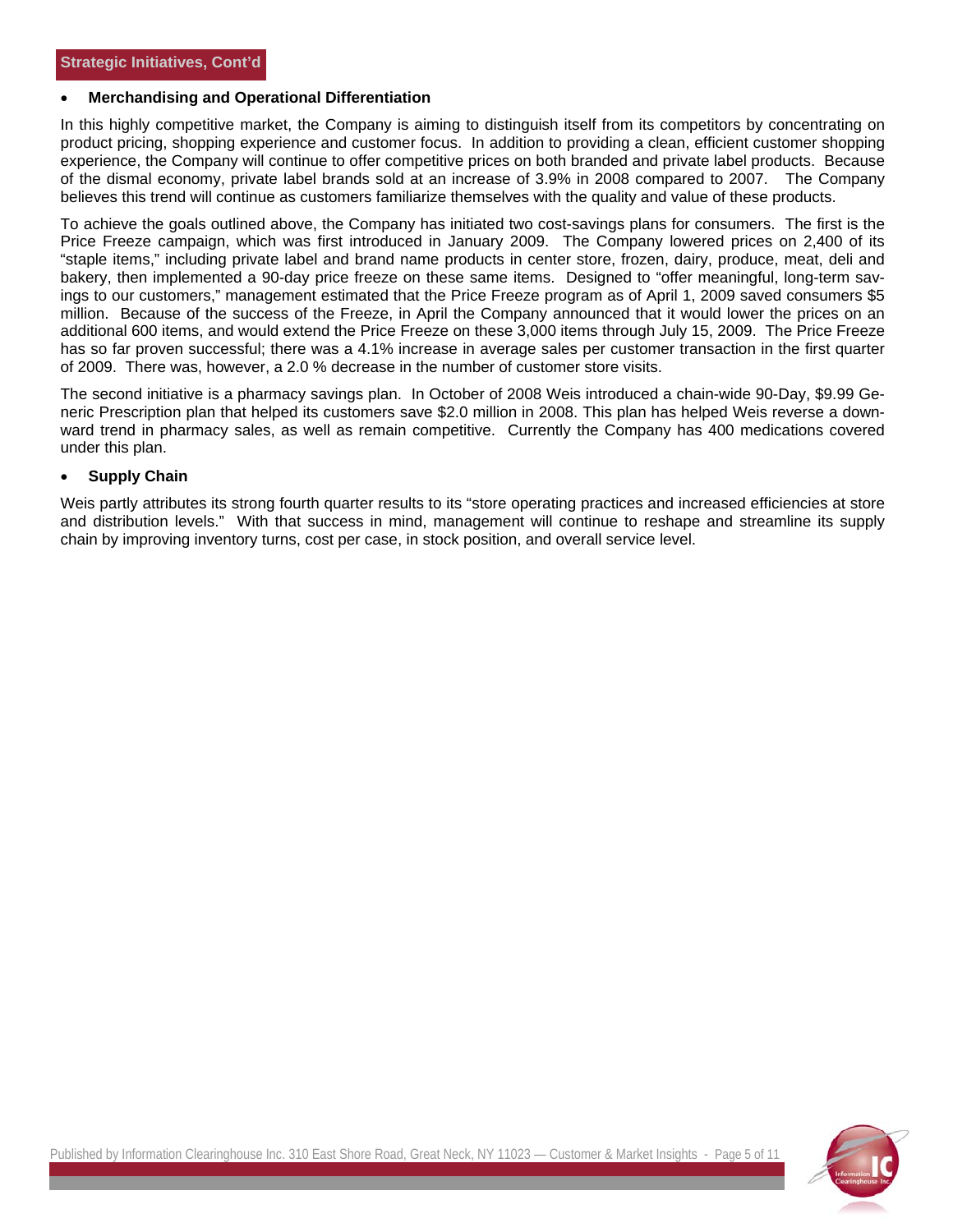## Strategic Initiatives, Cont'd

- **Merchandising and Operational Differentiation**

In this highly competitive market, the Company is aiming to distinguish itself from its competitors by concentrating on product pricing, shopping experience and customer focus. In addition to providing a clean, efficient customer shopping experience, the Company will continue to offer competitive prices on both branded and private label products. Because of the dismal economy, private label brands sold at an increase of 3.9% in 2008 compared to 2007. The Company believes this trend will continue as customers familiarize themselves with the quality and value of these products.

To achieve the goals outlined above, the Company has initiated two cost-savings plans for consumers. The first is the Price Freeze campaign, which was first introduced in January 2009. The Company lowered prices on 2,400 of its "staple items," including private label and brand name products in center store, frozen, dairy, produce, meat, deli and bakery, then implemented a 90-day price freeze on these same items. Designed to "offer meaningful, long-term savings to our customers," management estimated that the Price Freeze program as of April 1, 2009 saved consumers $5 million. Because of the success of the Freeze, in April the Company announced that it would lower the prices on an additional 600 items, and would extend the Price Freeze on these 3,000 items through July 15, 2009. The Price Freeze has so far proven successful; there was a 4.1% increase in average sales per customer transaction in the first quarter of 2009. There was, however, a 2.0 % decrease in the number of customer store visits.

The second initiative is a pharmacy savings plan. In October of 2008 Weis introduced a chain-wide 90-Day, $9.99 Generic Prescription plan that helped its customers save $2.0 million in 2008. This plan has helped Weis reverse a downward trend in pharmacy sales, as well as remain competitive. Currently the Company has 400 medications covered under this plan.

- **Supply Chain**

Weis partly attributes its strong fourth quarter results to its "store operating practices and increased efficiencies at store and distribution levels." With that success in mind, management will continue to reshape and streamline its supply chain by improving inventory turns, cost per case, in stock position, and overall service level.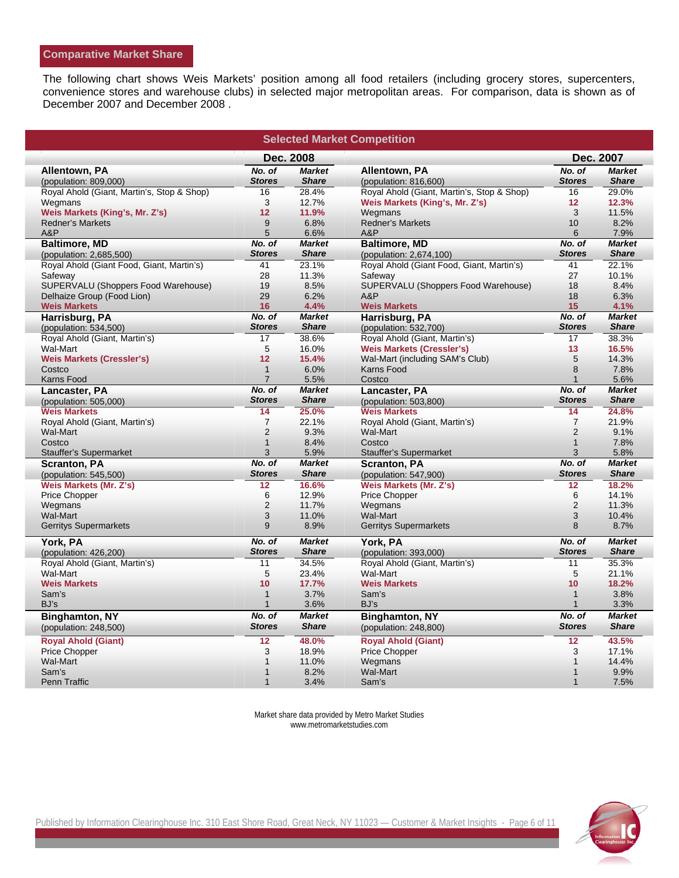## Comparative Market Share

The following chart shows Weis Markets' position among all food retailers (including grocery stores, supercenters, convenience stores and warehouse clubs) in selected major metropolitan areas. For comparison, data is shown as of December 2007 and December 2008 .

**Selected Market Competition**

| | Dec. 2008 | | | Dec. 2007 | |
|---|---|---|---|---|---|
| **Allentown, PA** (population: 809,000) | ***No. of Stores*** | ***Market Share*** | **Allentown, PA** (population: 816,600) | ***No. of Stores*** | ***Market Share*** |
| Royal Ahold (Giant, Martin's, Stop & Shop) | 16 | 28.4% | Royal Ahold (Giant, Martin's, Stop & Shop) | 16 | 29.0% |
| Wegmans | 3 | 12.7% | **Weis Markets (King's, Mr. Z's)** | **12** | **12.3%** |
| **Weis Markets (King's, Mr. Z's)** | **12** | **11.9%** | Wegmans | 3 | 11.5% |
| Redner's Markets | 9 | 6.8% | Redner's Markets | 10 | 8.2% |
| A&P | 5 | 6.6% | A&P | 6 | 7.9% |
| **Baltimore, MD** (population: 2,685,500) | ***No. of Stores*** | ***Market Share*** | **Baltimore, MD** (population: 2,674,100) | ***No. of Stores*** | ***Market Share*** |
| Royal Ahold (Giant Food, Giant, Martin's) | 41 | 23.1% | Royal Ahold (Giant Food, Giant, Martin's) | 41 | 22.1% |
| Safeway | 28 | 11.3% | Safeway | 27 | 10.1% |
| SUPERVALU (Shoppers Food Warehouse) | 19 | 8.5% | SUPERVALU (Shoppers Food Warehouse) | 18 | 8.4% |
| Delhaize Group (Food Lion) | 29 | 6.2% | A&P | 18 | 6.3% |
| **Weis Markets** | **16** | **4.4%** | **Weis Markets** | **15** | **4.1%** |
| **Harrisburg, PA** (population: 534,500) | ***No. of Stores*** | ***Market Share*** | **Harrisburg, PA** (population: 532,700) | ***No. of Stores*** | ***Market Share*** |
| Royal Ahold (Giant, Martin's) | 17 | 38.6% | Royal Ahold (Giant, Martin's) | 17 | 38.3% |
| Wal-Mart | 5 | 16.0% | **Weis Markets (Cressler's)** | **13** | **16.5%** |
| **Weis Markets (Cressler's)** | **12** | **15.4%** | Wal-Mart (including SAM's Club) | 5 | 14.3% |
| Costco | 1 | 6.0% | Karns Food | 8 | 7.8% |
| Karns Food | 7 | 5.5% | Costco | 1 | 5.6% |
| **Lancaster, PA** (population: 505,000) | ***No. of Stores*** | ***Market Share*** | **Lancaster, PA** (population: 503,800) | ***No. of Stores*** | ***Market Share*** |
| **Weis Markets** | **14** | **25.0%** | **Weis Markets** | **14** | **24.8%** |
| Royal Ahold (Giant, Martin's) | 7 | 22.1% | Royal Ahold (Giant, Martin's) | 7 | 21.9% |
| Wal-Mart | 2 | 9.3% | Wal-Mart | 2 | 9.1% |
| Costco | 1 | 8.4% | Costco | 1 | 7.8% |
| Stauffer's Supermarket | 3 | 5.9% | Stauffer's Supermarket | 3 | 5.8% |
| **Scranton, PA** (population: 545,500) | ***No. of Stores*** | ***Market Share*** | **Scranton, PA** (population: 547,900) | ***No. of Stores*** | ***Market Share*** |
| **Weis Markets (Mr. Z's)** | **12** | **16.6%** | **Weis Markets (Mr. Z's)** | **12** | **18.2%** |
| Price Chopper | 6 | 12.9% | Price Chopper | 6 | 14.1% |
| Wegmans | 2 | 11.7% | Wegmans | 2 | 11.3% |
| Wal-Mart | 3 | 11.0% | Wal-Mart | 3 | 10.4% |
| Gerritys Supermarkets | 9 | 8.9% | Gerritys Supermarkets | 8 | 8.7% |
| **York, PA** (population: 426,200) | ***No. of Stores*** | ***Market Share*** | **York, PA** (population: 393,000) | ***No. of Stores*** | ***Market Share*** |
| Royal Ahold (Giant, Martin's) | 11 | 34.5% | Royal Ahold (Giant, Martin's) | 11 | 35.3% |
| Wal-Mart | 5 | 23.4% | Wal-Mart | 5 | 21.1% |
| **Weis Markets** | **10** | **17.7%** | **Weis Markets** | **10** | **18.2%** |
| Sam's | 1 | 3.7% | Sam's | 1 | 3.8% |
| BJ's | 1 | 3.6% | BJ's | 1 | 3.3% |
| **Binghamton, NY** (population: 248,500) | ***No. of Stores*** | ***Market Share*** | **Binghamton, NY** (population: 248,800) | ***No. of Stores*** | ***Market Share*** |
| **Royal Ahold (Giant)** | **12** | **48.0%** | **Royal Ahold (Giant)** | **12** | **43.5%** |
| Price Chopper | 3 | 18.9% | Price Chopper | 3 | 17.1% |
| Wal-Mart | 1 | 11.0% | Wegmans | 1 | 14.4% |
| Sam's | 1 | 8.2% | Wal-Mart | 1 | 9.9% |
| Penn Traffic | 1 | 3.4% | Sam's | 1 | 7.5% |

Market share data provided by Metro Market Studies
www.metromarketstudies.com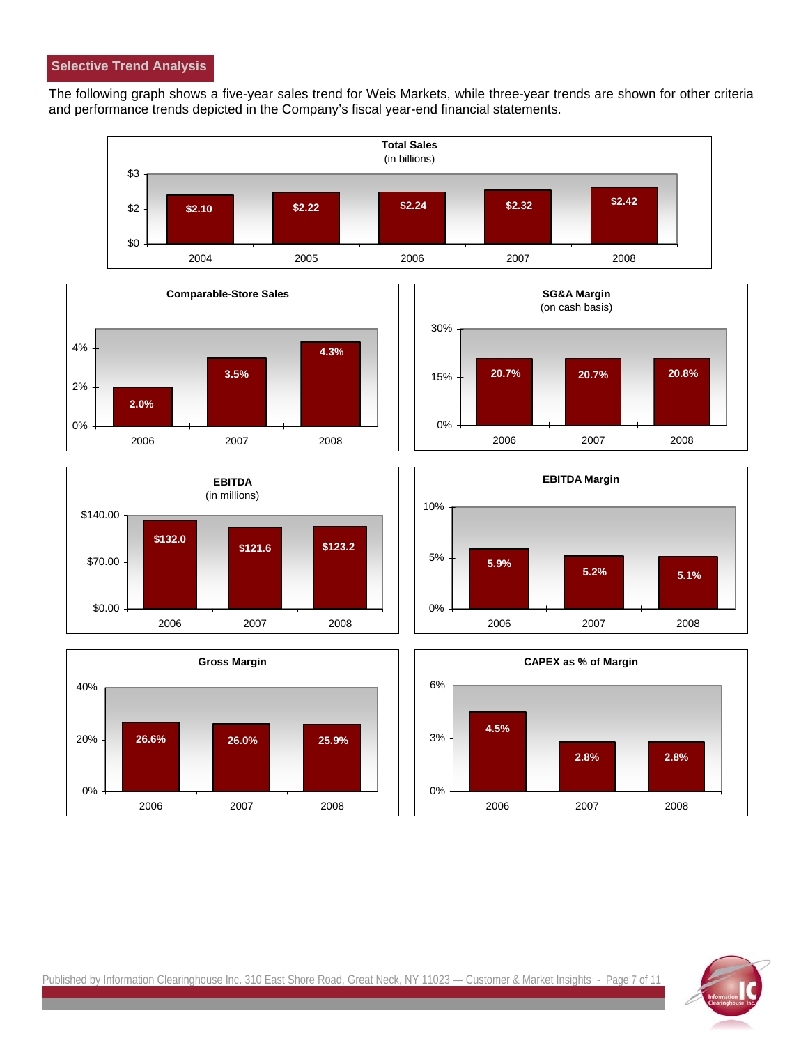## Selective Trend Analysis

The following graph shows a five-year sales trend for Weis Markets, while three-year trends are shown for other criteria and performance trends depicted in the Company's fiscal year-end financial statements.

**Total Sales** (in billions)

| 2004 | 2005 | 2006 | 2007 | 2008 |
|---|---|---|---|---|
| $2.10 | $2.22 | $2.24 | $2.32 | $2.42 |

**Comparable-Store Sales**

| 2006 | 2007 | 2008 |
|---|---|---|
| 2.0% | 3.5% | 4.3% |

**SG&A Margin** (on cash basis)

| 2006 | 2007 | 2008 |
|---|---|---|
| 20.7% | 20.7% | 20.8% |

**EBITDA** (in millions)

| 2006 | 2007 | 2008 |
|---|---|---|
| $132.0 | $121.6 | $123.2 |

**EBITDA Margin**

| 2006 | 2007 | 2008 |
|---|---|---|
| 5.9% | 5.2% | 5.1% |

**Gross Margin**

| 2006 | 2007 | 2008 |
|---|---|---|
| 26.6% | 26.0% | 25.9% |

**CAPEX as % of Margin**

| 2006 | 2007 | 2008 |
|---|---|---|
| 4.5% | 2.8% | 2.8% |

Published by Information Clearinghouse Inc. 310 East Shore Road, Great Neck, NY 11023 — Customer & Market Insights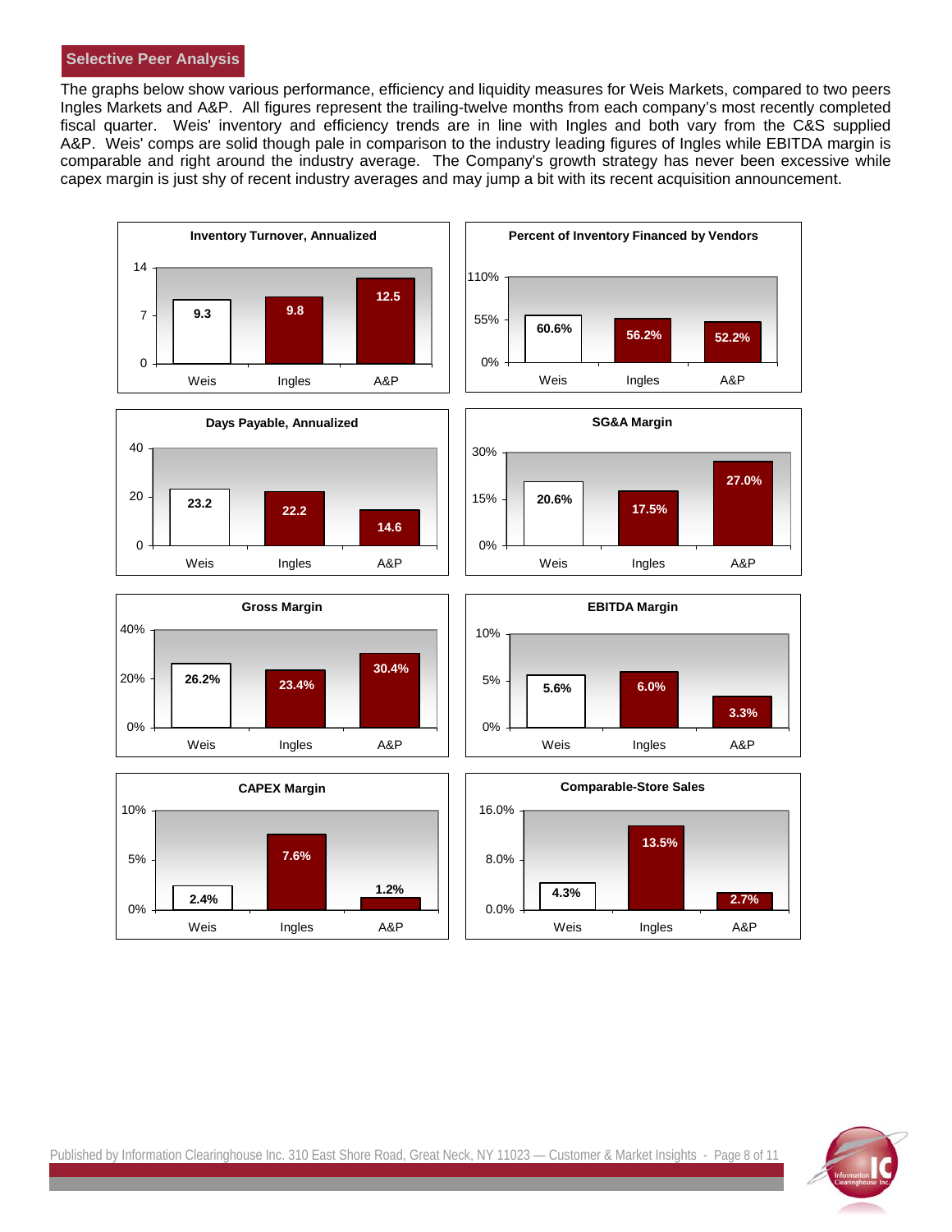## Selective Peer Analysis

The graphs below show various performance, efficiency and liquidity measures for Weis Markets, compared to two peers Ingles Markets and A&P. All figures represent the trailing-twelve months from each company's most recently completed fiscal quarter. Weis' inventory and efficiency trends are in line with Ingles and both vary from the C&S supplied A&P. Weis' comps are solid though pale in comparison to the industry leading figures of Ingles while EBITDA margin is comparable and right around the industry average. The Company's growth strategy has never been excessive while capex margin is just shy of recent industry averages and may jump a bit with its recent acquisition announcement.

**Inventory Turnover, Annualized**

| | Weis | Ingles | A&P |
|---|---|---|---|
| Inventory Turnover, Annualized | 9.3 | 9.8 | 12.5 |

**Percent of Inventory Financed by Vendors**

| | Weis | Ingles | A&P |
|---|---|---|---|
| Percent of Inventory Financed by Vendors | 60.6% | 56.2% | 52.2% |

**Days Payable, Annualized**

| | Weis | Ingles | A&P |
|---|---|---|---|
| Days Payable, Annualized | 23.2 | 22.2 | 14.6 |

**SG&A Margin**

| | Weis | Ingles | A&P |
|---|---|---|---|
| SG&A Margin | 20.6% | 17.5% | 27.0% |

**Gross Margin**

| | Weis | Ingles | A&P |
|---|---|---|---|
| Gross Margin | 26.2% | 23.4% | 30.4% |

**EBITDA Margin**

| | Weis | Ingles | A&P |
|---|---|---|---|
| EBITDA Margin | 5.6% | 6.0% | 3.3% |

**CAPEX Margin**

| | Weis | Ingles | A&P |
|---|---|---|---|
| CAPEX Margin | 2.4% | 7.6% | 1.2% |

**Comparable-Store Sales**

| | Weis | Ingles | A&P |
|---|---|---|---|
| Comparable-Store Sales | 4.3% | 13.5% | 2.7% |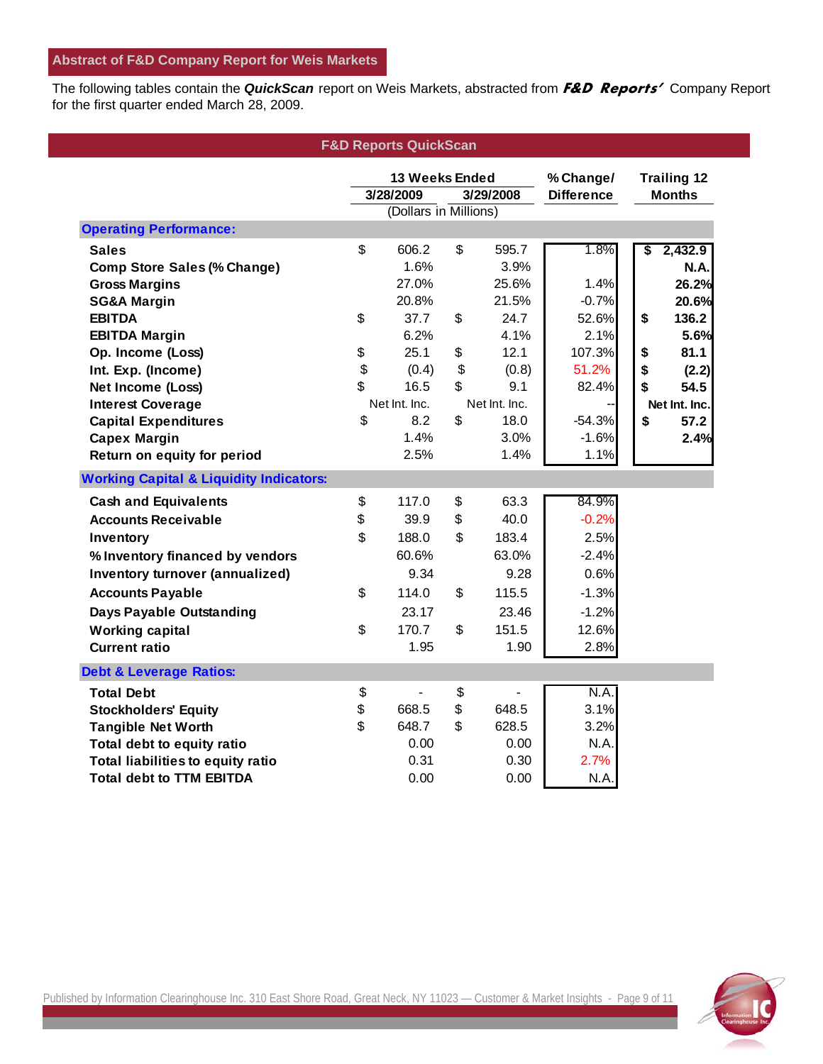## Abstract of F&D Company Report for Weis Markets

The following tables contain the ***QuickScan*** report on Weis Markets, abstracted from ***F&D Reports'*** Company Report for the first quarter ended March 28, 2009.

### F&D Reports QuickScan

| | 13 Weeks Ended 3/28/2009 | 13 Weeks Ended 3/29/2008 | % Change/ Difference | Trailing 12 Months |
|---|---|---|---|---|
| | (Dollars in Millions) | | | |
| **Operating Performance:** | | | | |
| **Sales** | $ 606.2 | $ 595.7 | 1.8% | $ 2,432.9 |
| **Comp Store Sales (% Change)** | 1.6% | 3.9% | | N.A. |
| **Gross Margins** | 27.0% | 25.6% | 1.4% | 26.2% |
| **SG&A Margin** | 20.8% | 21.5% | -0.7% | 20.6% |
| **EBITDA** | $ 37.7 | $ 24.7 | 52.6% | $ 136.2 |
| **EBITDA Margin** | 6.2% | 4.1% | 2.1% | 5.6% |
| **Op. Income (Loss)** | $ 25.1 | $ 12.1 | 107.3% | $ 81.1 |
| **Int. Exp. (Income)** | $ (0.4) | $ (0.8) | 51.2% | $ (2.2) |
| **Net Income (Loss)** | $ 16.5 | $ 9.1 | 82.4% | $ 54.5 |
| **Interest Coverage** | Net Int. Inc. | Net Int. Inc. | -- | Net Int. Inc. |
| **Capital Expenditures** | $ 8.2 | $ 18.0 | -54.3% | $ 57.2 |
| **Capex Margin** | 1.4% | 3.0% | -1.6% | 2.4% |
| **Return on equity for period** | 2.5% | 1.4% | 1.1% | |
| **Working Capital & Liquidity Indicators:** | | | | |
| **Cash and Equivalents** | $ 117.0 | $ 63.3 | 84.9% | |
| **Accounts Receivable** | $ 39.9 | $ 40.0 | -0.2% | |
| **Inventory** | $ 188.0 | $ 183.4 | 2.5% | |
| **% Inventory financed by vendors** | 60.6% | 63.0% | -2.4% | |
| **Inventory turnover (annualized)** | 9.34 | 9.28 | 0.6% | |
| **Accounts Payable** | $ 114.0 | $ 115.5 | -1.3% | |
| **Days Payable Outstanding** | 23.17 | 23.46 | -1.2% | |
| **Working capital** | $ 170.7 | $ 151.5 | 12.6% | |
| **Current ratio** | 1.95 | 1.90 | 2.8% | |
| **Debt & Leverage Ratios:** | | | | |
| **Total Debt** | $ - | $ - | N.A. | |
| **Stockholders' Equity** | $ 668.5 | $ 648.5 | 3.1% | |
| **Tangible Net Worth** | $ 648.7 | $ 628.5 | 3.2% | |
| **Total debt to equity ratio** | 0.00 | 0.00 | N.A. | |
| **Total liabilities to equity ratio** | 0.31 | 0.30 | 2.7% | |
| **Total debt to TTM EBITDA** | 0.00 | 0.00 | N.A. | |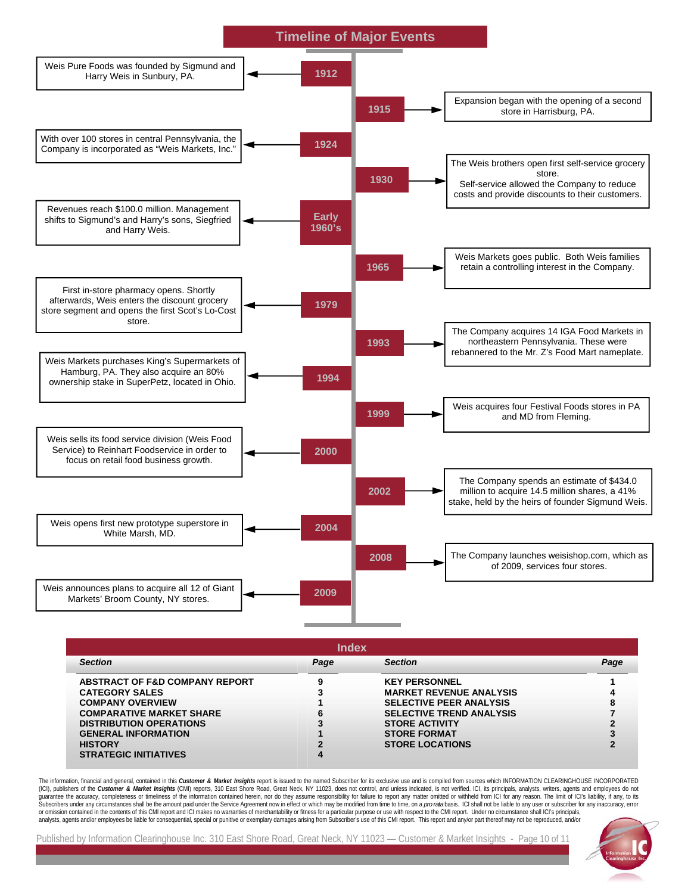## Timeline of Major Events

| Year | Event |
|---|---|
| 1912 | Weis Pure Foods was founded by Sigmund and Harry Weis in Sunbury, PA. |
| 1915 | Expansion began with the opening of a second store in Harrisburg, PA. |
| 1924 | With over 100 stores in central Pennsylvania, the Company is incorporated as "Weis Markets, Inc." |
| 1930 | The Weis brothers open first self-service grocery store. Self-service allowed the Company to reduce costs and provide discounts to their customers. |
| Early 1960's | Revenues reach $100.0 million. Management shifts to Sigmund's and Harry's sons, Siegfried and Harry Weis. |
| 1965 | Weis Markets goes public. Both Weis families retain a controlling interest in the Company. |
| 1979 | First in-store pharmacy opens. Shortly afterwards, Weis enters the discount grocery store segment and opens the first Scot's Lo-Cost store. |
| 1993 | The Company acquires 14 IGA Food Markets in northeastern Pennsylvania. These were rebannered to the Mr. Z's Food Mart nameplate. |
| 1994 | Weis Markets purchases King's Supermarkets of Hamburg, PA. They also acquire an 80% ownership stake in SuperPetz, located in Ohio. |
| 1999 | Weis acquires four Festival Foods stores in PA and MD from Fleming. |
| 2000 | Weis sells its food service division (Weis Food Service) to Reinhart Foodservice in order to focus on retail food business growth. |
| 2002 | The Company spends an estimate of $434.0 million to acquire 14.5 million shares, a 41% stake, held by the heirs of founder Sigmund Weis. |
| 2004 | Weis opens first new prototype superstore in White Marsh, MD. |
| 2008 | The Company launches weisishop.com, which as of 2009, services four stores. |
| 2009 | Weis announces plans to acquire all 12 of Giant Markets' Broom County, NY stores. |

## Index

| Section | Page | Section | Page |
|---|---|---|---|
| ABSTRACT OF F&D COMPANY REPORT | 9 | KEY PERSONNEL | 1 |
| CATEGORY SALES | 3 | MARKET REVENUE ANALYSIS | 4 |
| COMPANY OVERVIEW | 1 | SELECTIVE PEER ANALYSIS | 8 |
| COMPARATIVE MARKET SHARE | 6 | SELECTIVE TREND ANALYSIS | 7 |
| DISTRIBUTION OPERATIONS | 3 | STORE ACTIVITY | 2 |
| GENERAL INFORMATION | 1 | STORE FORMAT | 3 |
| HISTORY | 2 | STORE LOCATIONS | 2 |
| STRATEGIC INITIATIVES | 4 | | |

The information, financial and general, contained in this ***Customer & Market Insights*** report is issued to the named Subscriber for its exclusive use and is compiled from sources which INFORMATION CLEARINGHOUSE INCORPORATED (ICI), publishers of the ***Customer & Market Insights*** (CMI) reports, 310 East Shore Road, Great Neck, NY 11023, does not control, and unless indicated, is not verified. ICI, its principals, analysts, writers, agents and employees do not guarantee the accuracy, completeness or timeliness of the information contained herein, nor do they assume responsibility for failure to report any matter omitted or withheld from ICI for any reason. The limit of ICI's liability, if any, to its Subscribers under any circumstances shall be the amount paid under the Service Agreement now in effect or which may be modified from time to time, on a *pro rata* basis. ICI shall not be liable to any user or subscriber for any inaccuracy, error or omission contained in the contents of this CMI report and ICI makes no warranties of merchantability or fitness for a particular purpose or use with respect to the CMI report. Under no circumstance shall ICI's principals, analysts, agents and/or employees be liable for consequential, special or punitive or exemplary damages arising from Subscriber's use of this CMI report. This report and any/or part thereof may not be reproduced, and/or

Published by Information Clearinghouse Inc. 310 East Shore Road, Great Neck, NY 11023 — Customer & Market Insights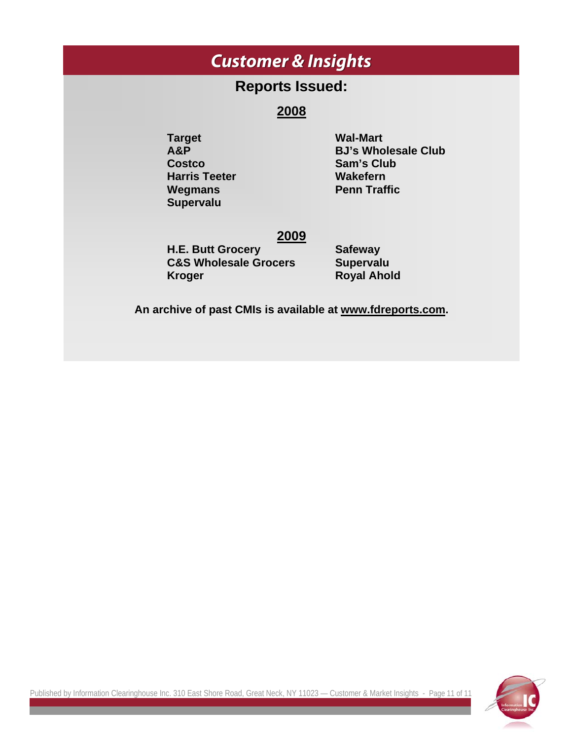# *Customer & Insights*

## Reports Issued:

### 2008

- Target
- A&P
- Costco
- Harris Teeter
- Wegmans
- Supervalu
- Wal-Mart
- BJ's Wholesale Club
- Sam's Club
- Wakefern
- Penn Traffic

### 2009

- H.E. Butt Grocery
- C&S Wholesale Grocers
- Kroger
- Safeway
- Supervalu
- Royal Ahold

**An archive of past CMIs is available at www.fdreports.com.**